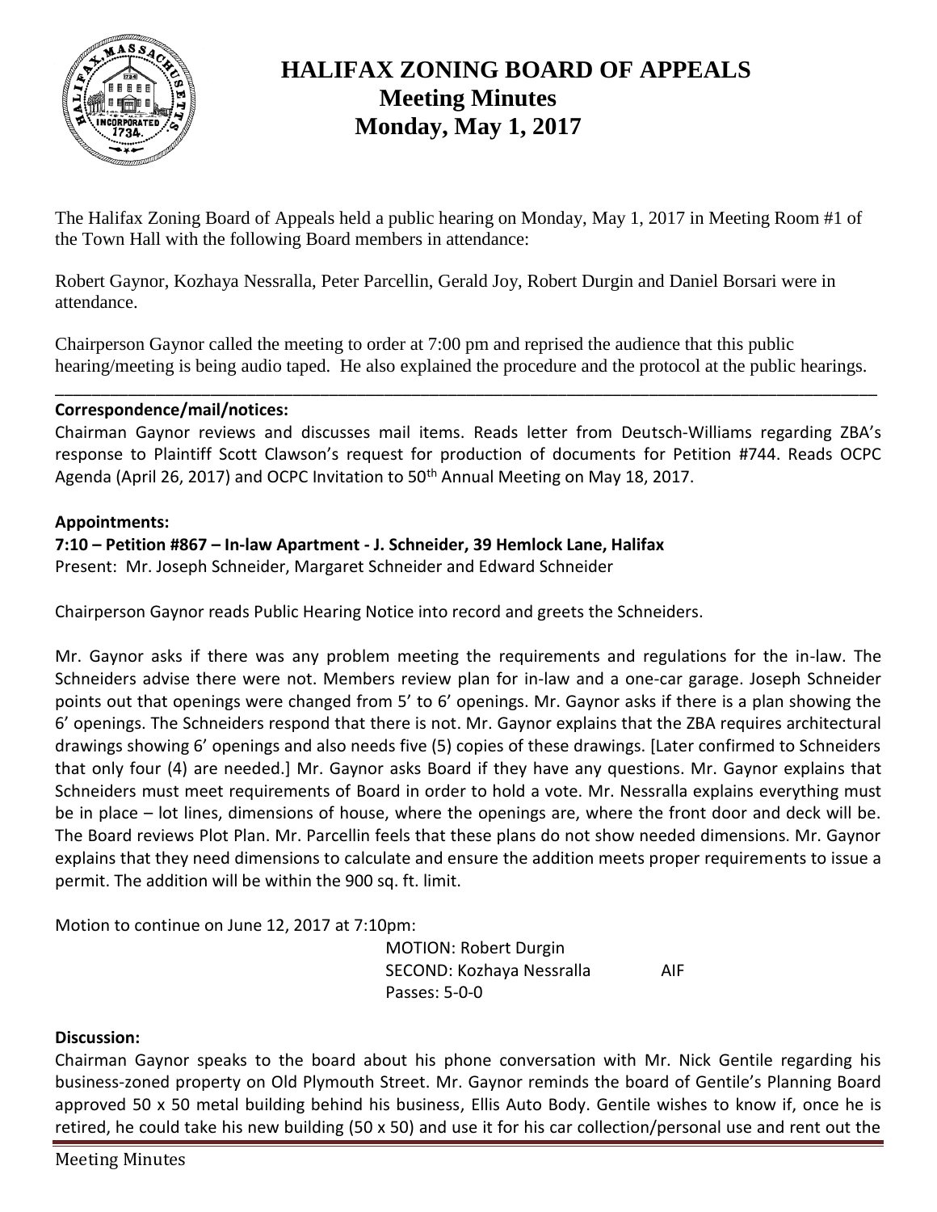# HALIFAX ZONING BOARD OF APPEALS
## Meeting Minutes
## Monday, May 1, 2017

The Halifax Zoning Board of Appeals held a public hearing on Monday, May 1, 2017 in Meeting Room #1 of the Town Hall with the following Board members in attendance:

Robert Gaynor, Kozhaya Nessralla, Peter Parcellin, Gerald Joy, Robert Durgin and Daniel Borsari were in attendance.

Chairperson Gaynor called the meeting to order at 7:00 pm and reprised the audience that this public hearing/meeting is being audio taped. He also explained the procedure and the protocol at the public hearings.

---

**Correspondence/mail/notices:**

Chairman Gaynor reviews and discusses mail items. Reads letter from Deutsch-Williams regarding ZBA's response to Plaintiff Scott Clawson's request for production of documents for Petition #744. Reads OCPC Agenda (April 26, 2017) and OCPC Invitation to 50th Annual Meeting on May 18, 2017.

**Appointments:**

**7:10 – Petition #867 – In-law Apartment - J. Schneider, 39 Hemlock Lane, Halifax**

Present: Mr. Joseph Schneider, Margaret Schneider and Edward Schneider

Chairperson Gaynor reads Public Hearing Notice into record and greets the Schneiders.

Mr. Gaynor asks if there was any problem meeting the requirements and regulations for the in-law. The Schneiders advise there were not. Members review plan for in-law and a one-car garage. Joseph Schneider points out that openings were changed from 5' to 6' openings. Mr. Gaynor asks if there is a plan showing the 6' openings. The Schneiders respond that there is not. Mr. Gaynor explains that the ZBA requires architectural drawings showing 6' openings and also needs five (5) copies of these drawings. [Later confirmed to Schneiders that only four (4) are needed.] Mr. Gaynor asks Board if they have any questions. Mr. Gaynor explains that Schneiders must meet requirements of Board in order to hold a vote. Mr. Nessralla explains everything must be in place – lot lines, dimensions of house, where the openings are, where the front door and deck will be. The Board reviews Plot Plan. Mr. Parcellin feels that these plans do not show needed dimensions. Mr. Gaynor explains that they need dimensions to calculate and ensure the addition meets proper requirements to issue a permit. The addition will be within the 900 sq. ft. limit.

Motion to continue on June 12, 2017 at 7:10pm:

MOTION: Robert Durgin
SECOND: Kozhaya Nessralla AIF
Passes: 5-0-0

**Discussion:**

Chairman Gaynor speaks to the board about his phone conversation with Mr. Nick Gentile regarding his business-zoned property on Old Plymouth Street. Mr. Gaynor reminds the board of Gentile's Planning Board approved 50 x 50 metal building behind his business, Ellis Auto Body. Gentile wishes to know if, once he is retired, he could take his new building (50 x 50) and use it for his car collection/personal use and rent out the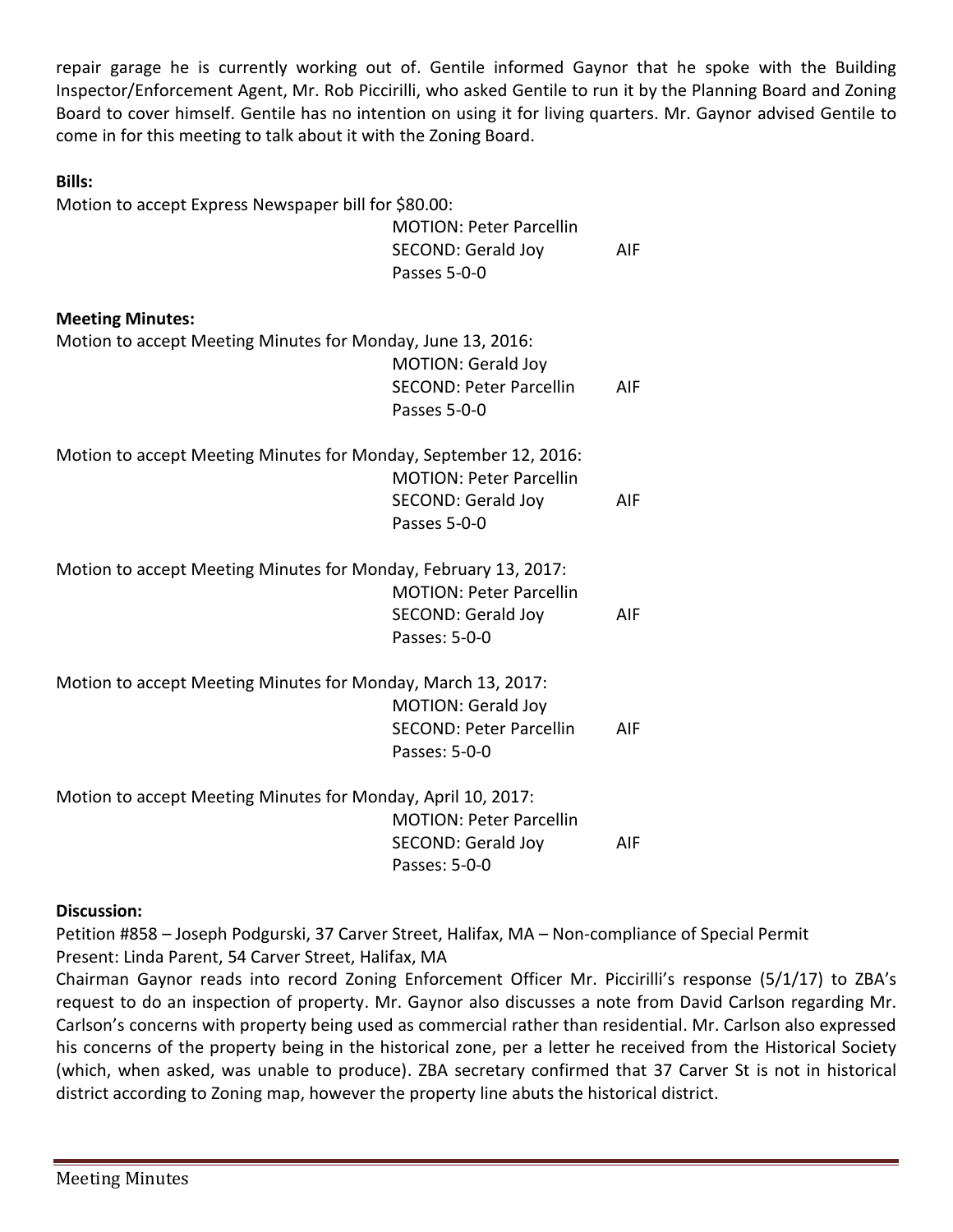repair garage he is currently working out of. Gentile informed Gaynor that he spoke with the Building Inspector/Enforcement Agent, Mr. Rob Piccirilli, who asked Gentile to run it by the Planning Board and Zoning Board to cover himself. Gentile has no intention on using it for living quarters. Mr. Gaynor advised Gentile to come in for this meeting to talk about it with the Zoning Board.

**Bills:**

Motion to accept Express Newspaper bill for $80.00:

MOTION: Peter Parcellin
SECOND: Gerald Joy AIF
Passes 5-0-0

**Meeting Minutes:**

Motion to accept Meeting Minutes for Monday, June 13, 2016:

MOTION: Gerald Joy
SECOND: Peter Parcellin AIF
Passes 5-0-0

Motion to accept Meeting Minutes for Monday, September 12, 2016:

MOTION: Peter Parcellin
SECOND: Gerald Joy AIF
Passes 5-0-0

Motion to accept Meeting Minutes for Monday, February 13, 2017:

MOTION: Peter Parcellin
SECOND: Gerald Joy AIF
Passes: 5-0-0

Motion to accept Meeting Minutes for Monday, March 13, 2017:

MOTION: Gerald Joy
SECOND: Peter Parcellin AIF
Passes: 5-0-0

Motion to accept Meeting Minutes for Monday, April 10, 2017:

MOTION: Peter Parcellin
SECOND: Gerald Joy AIF
Passes: 5-0-0

**Discussion:**

Petition #858 – Joseph Podgurski, 37 Carver Street, Halifax, MA – Non-compliance of Special Permit
Present: Linda Parent, 54 Carver Street, Halifax, MA

Chairman Gaynor reads into record Zoning Enforcement Officer Mr. Piccirilli's response (5/1/17) to ZBA's request to do an inspection of property. Mr. Gaynor also discusses a note from David Carlson regarding Mr. Carlson's concerns with property being used as commercial rather than residential. Mr. Carlson also expressed his concerns of the property being in the historical zone, per a letter he received from the Historical Society (which, when asked, was unable to produce). ZBA secretary confirmed that 37 Carver St is not in historical district according to Zoning map, however the property line abuts the historical district.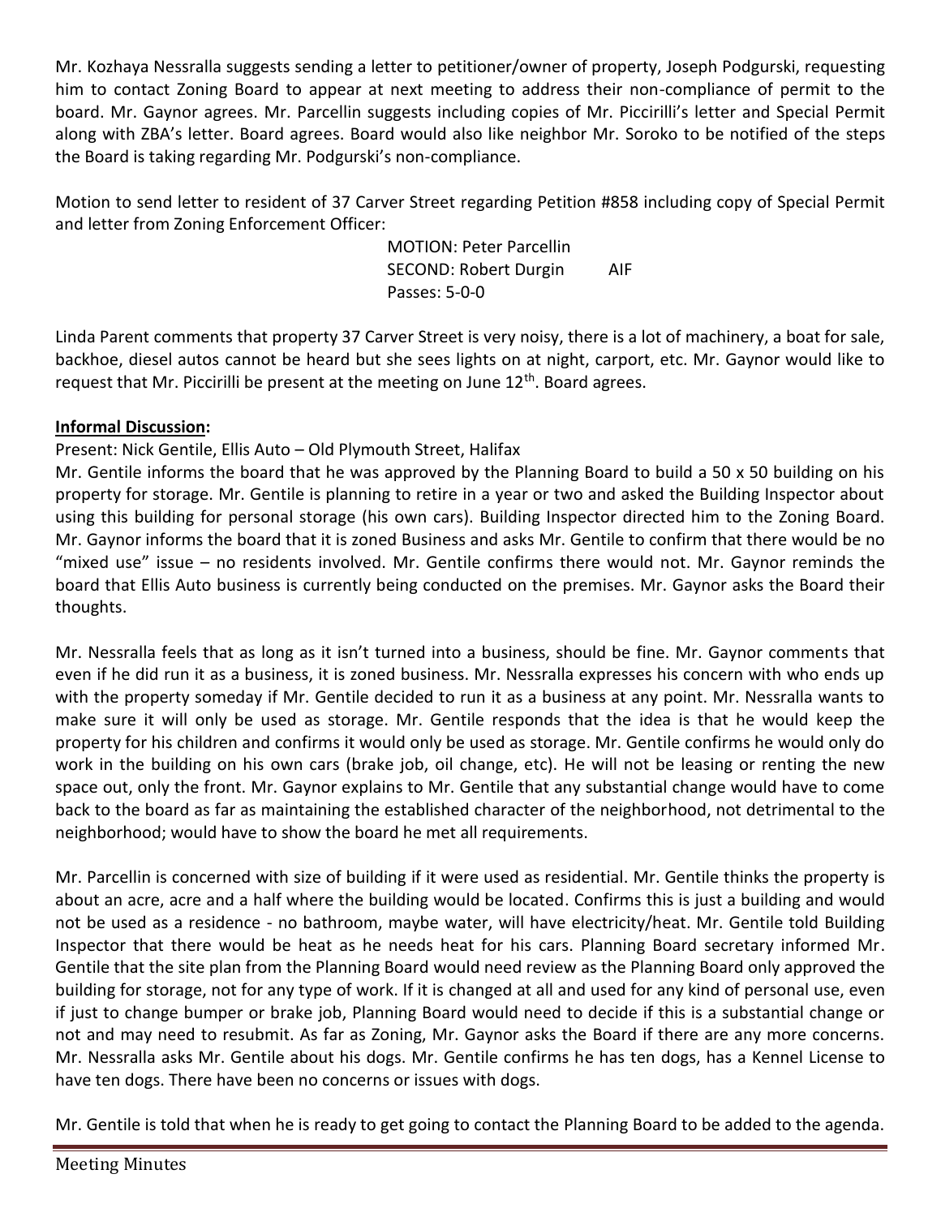Mr. Kozhaya Nessralla suggests sending a letter to petitioner/owner of property, Joseph Podgurski, requesting him to contact Zoning Board to appear at next meeting to address their non-compliance of permit to the board. Mr. Gaynor agrees. Mr. Parcellin suggests including copies of Mr. Piccirilli's letter and Special Permit along with ZBA's letter. Board agrees. Board would also like neighbor Mr. Soroko to be notified of the steps the Board is taking regarding Mr. Podgurski's non-compliance.

Motion to send letter to resident of 37 Carver Street regarding Petition #858 including copy of Special Permit and letter from Zoning Enforcement Officer:

MOTION: Peter Parcellin
SECOND: Robert Durgin AIF
Passes: 5-0-0

Linda Parent comments that property 37 Carver Street is very noisy, there is a lot of machinery, a boat for sale, backhoe, diesel autos cannot be heard but she sees lights on at night, carport, etc. Mr. Gaynor would like to request that Mr. Piccirilli be present at the meeting on June 12th. Board agrees.

**Informal Discussion:**

Present: Nick Gentile, Ellis Auto – Old Plymouth Street, Halifax

Mr. Gentile informs the board that he was approved by the Planning Board to build a 50 x 50 building on his property for storage. Mr. Gentile is planning to retire in a year or two and asked the Building Inspector about using this building for personal storage (his own cars). Building Inspector directed him to the Zoning Board. Mr. Gaynor informs the board that it is zoned Business and asks Mr. Gentile to confirm that there would be no "mixed use" issue – no residents involved. Mr. Gentile confirms there would not. Mr. Gaynor reminds the board that Ellis Auto business is currently being conducted on the premises. Mr. Gaynor asks the Board their thoughts.

Mr. Nessralla feels that as long as it isn't turned into a business, should be fine. Mr. Gaynor comments that even if he did run it as a business, it is zoned business. Mr. Nessralla expresses his concern with who ends up with the property someday if Mr. Gentile decided to run it as a business at any point. Mr. Nessralla wants to make sure it will only be used as storage. Mr. Gentile responds that the idea is that he would keep the property for his children and confirms it would only be used as storage. Mr. Gentile confirms he would only do work in the building on his own cars (brake job, oil change, etc). He will not be leasing or renting the new space out, only the front. Mr. Gaynor explains to Mr. Gentile that any substantial change would have to come back to the board as far as maintaining the established character of the neighborhood, not detrimental to the neighborhood; would have to show the board he met all requirements.

Mr. Parcellin is concerned with size of building if it were used as residential. Mr. Gentile thinks the property is about an acre, acre and a half where the building would be located. Confirms this is just a building and would not be used as a residence - no bathroom, maybe water, will have electricity/heat. Mr. Gentile told Building Inspector that there would be heat as he needs heat for his cars. Planning Board secretary informed Mr. Gentile that the site plan from the Planning Board would need review as the Planning Board only approved the building for storage, not for any type of work. If it is changed at all and used for any kind of personal use, even if just to change bumper or brake job, Planning Board would need to decide if this is a substantial change or not and may need to resubmit. As far as Zoning, Mr. Gaynor asks the Board if there are any more concerns. Mr. Nessralla asks Mr. Gentile about his dogs. Mr. Gentile confirms he has ten dogs, has a Kennel License to have ten dogs. There have been no concerns or issues with dogs.

Mr. Gentile is told that when he is ready to get going to contact the Planning Board to be added to the agenda.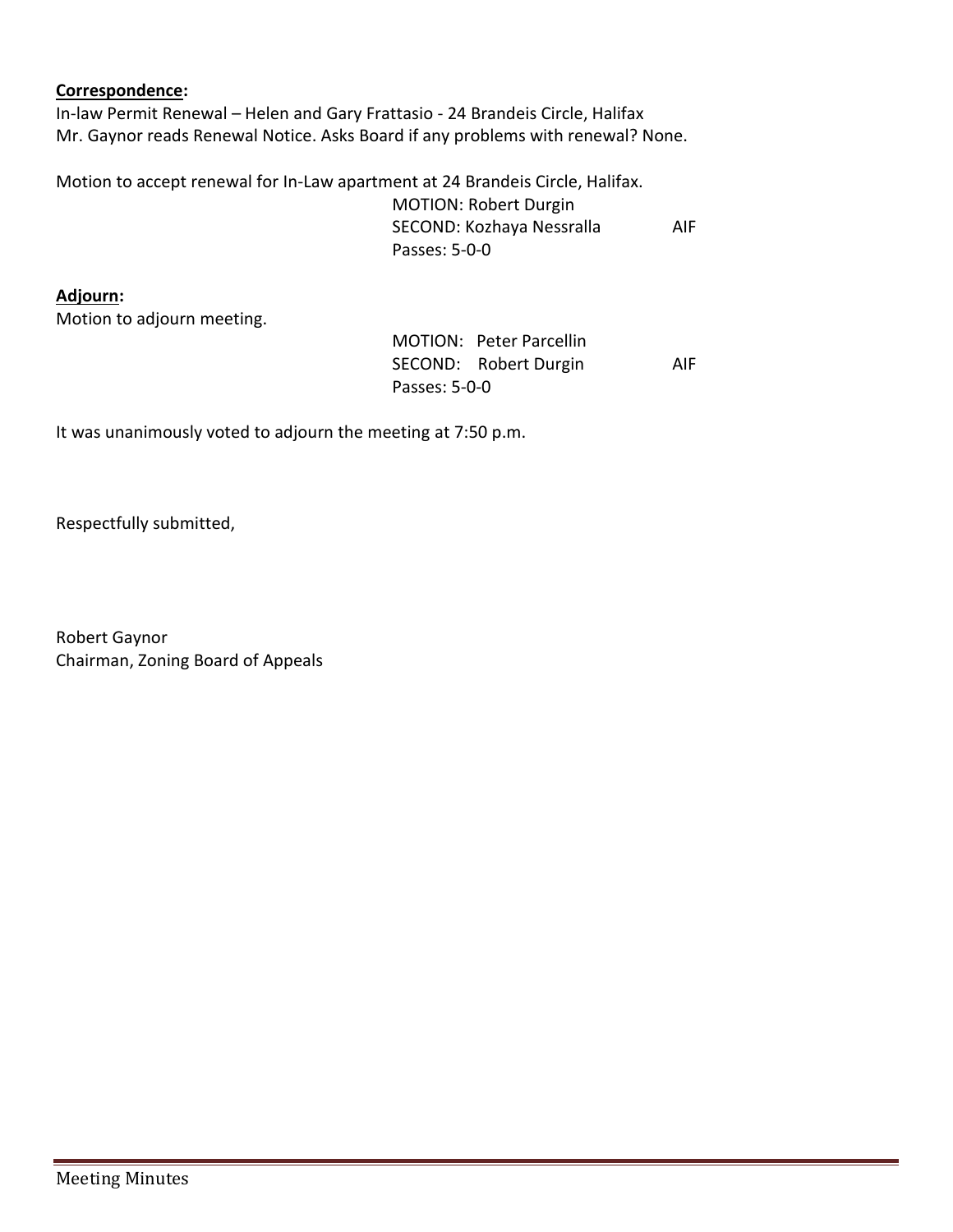**<u>Correspondence</u>:**

In-law Permit Renewal – Helen and Gary Frattasio - 24 Brandeis Circle, Halifax
Mr. Gaynor reads Renewal Notice. Asks Board if any problems with renewal? None.

Motion to accept renewal for In-Law apartment at 24 Brandeis Circle, Halifax.

MOTION: Robert Durgin
SECOND: Kozhaya Nessralla AIF
Passes: 5-0-0

**<u>Adjourn</u>:**

Motion to adjourn meeting.

MOTION: Peter Parcellin
SECOND: Robert Durgin AIF
Passes: 5-0-0

It was unanimously voted to adjourn the meeting at 7:50 p.m.

Respectfully submitted,

Robert Gaynor
Chairman, Zoning Board of Appeals